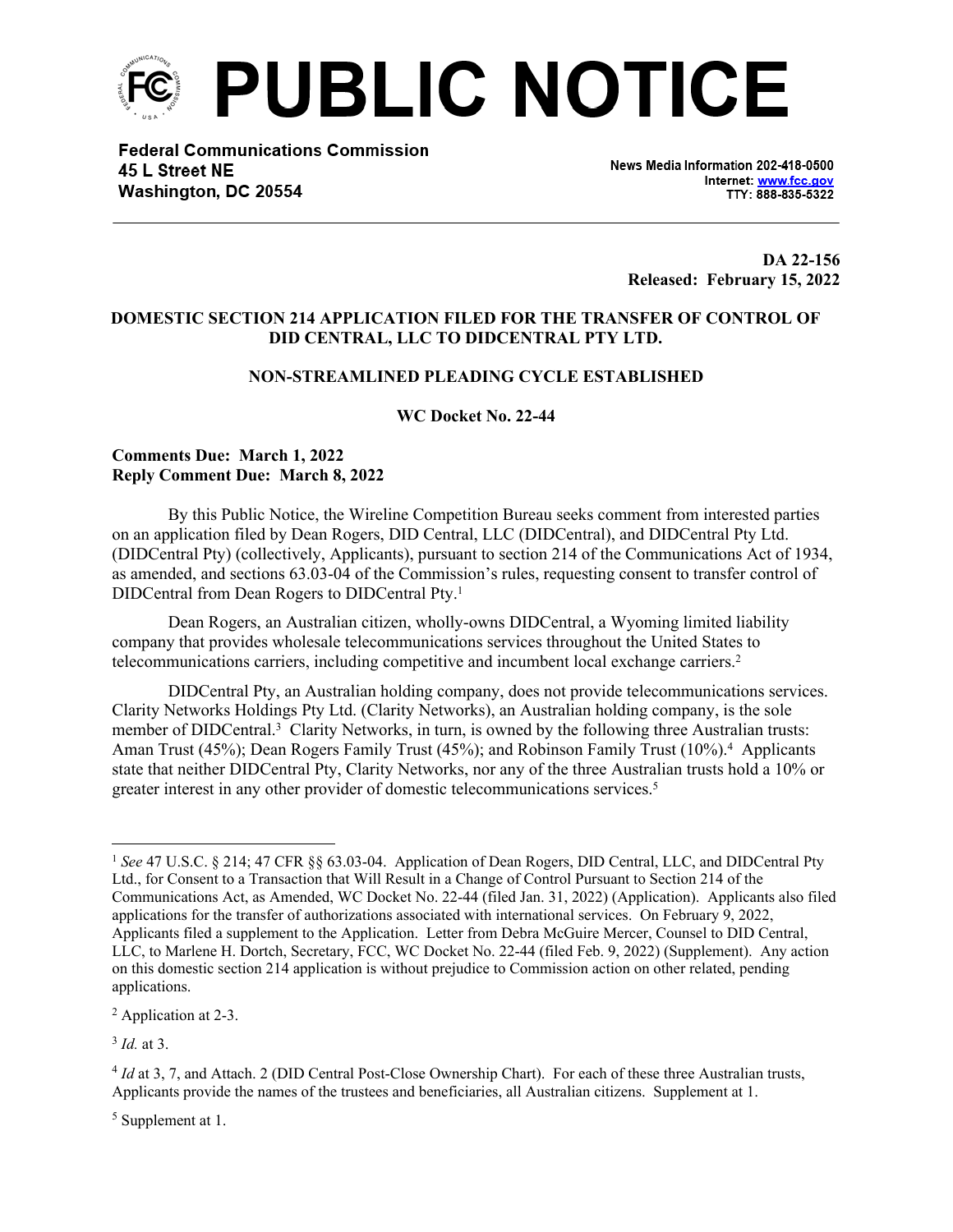# PUBLIC NOTICE

**Federal Communications Commission**
**45 L Street NE**
**Washington, DC 20554**

News Media Information 202-418-0500
Internet: www.fcc.gov
TTY: 888-835-5322

**DA 22-156**
**Released: February 15, 2022**

**DOMESTIC SECTION 214 APPLICATION FILED FOR THE TRANSFER OF CONTROL OF DID CENTRAL, LLC TO DIDCENTRAL PTY LTD.**

**NON-STREAMLINED PLEADING CYCLE ESTABLISHED**

**WC Docket No. 22-44**

**Comments Due: March 1, 2022**
**Reply Comment Due: March 8, 2022**

By this Public Notice, the Wireline Competition Bureau seeks comment from interested parties on an application filed by Dean Rogers, DID Central, LLC (DIDCentral), and DIDCentral Pty Ltd. (DIDCentral Pty) (collectively, Applicants), pursuant to section 214 of the Communications Act of 1934, as amended, and sections 63.03-04 of the Commission's rules, requesting consent to transfer control of DIDCentral from Dean Rogers to DIDCentral Pty.[1]

Dean Rogers, an Australian citizen, wholly-owns DIDCentral, a Wyoming limited liability company that provides wholesale telecommunications services throughout the United States to telecommunications carriers, including competitive and incumbent local exchange carriers.[2]

DIDCentral Pty, an Australian holding company, does not provide telecommunications services. Clarity Networks Holdings Pty Ltd. (Clarity Networks), an Australian holding company, is the sole member of DIDCentral.[3] Clarity Networks, in turn, is owned by the following three Australian trusts: Aman Trust (45%); Dean Rogers Family Trust (45%); and Robinson Family Trust (10%).[4] Applicants state that neither DIDCentral Pty, Clarity Networks, nor any of the three Australian trusts hold a 10% or greater interest in any other provider of domestic telecommunications services.[5]

---

[1] *See* 47 U.S.C. § 214; 47 CFR §§ 63.03-04. Application of Dean Rogers, DID Central, LLC, and DIDCentral Pty Ltd., for Consent to a Transaction that Will Result in a Change of Control Pursuant to Section 214 of the Communications Act, as Amended, WC Docket No. 22-44 (filed Jan. 31, 2022) (Application). Applicants also filed applications for the transfer of authorizations associated with international services. On February 9, 2022, Applicants filed a supplement to the Application. Letter from Debra McGuire Mercer, Counsel to DID Central, LLC, to Marlene H. Dortch, Secretary, FCC, WC Docket No. 22-44 (filed Feb. 9, 2022) (Supplement). Any action on this domestic section 214 application is without prejudice to Commission action on other related, pending applications.

[2] Application at 2-3.

[3] *Id.* at 3.

[4] *Id* at 3, 7, and Attach. 2 (DID Central Post-Close Ownership Chart). For each of these three Australian trusts, Applicants provide the names of the trustees and beneficiaries, all Australian citizens. Supplement at 1.

[5] Supplement at 1.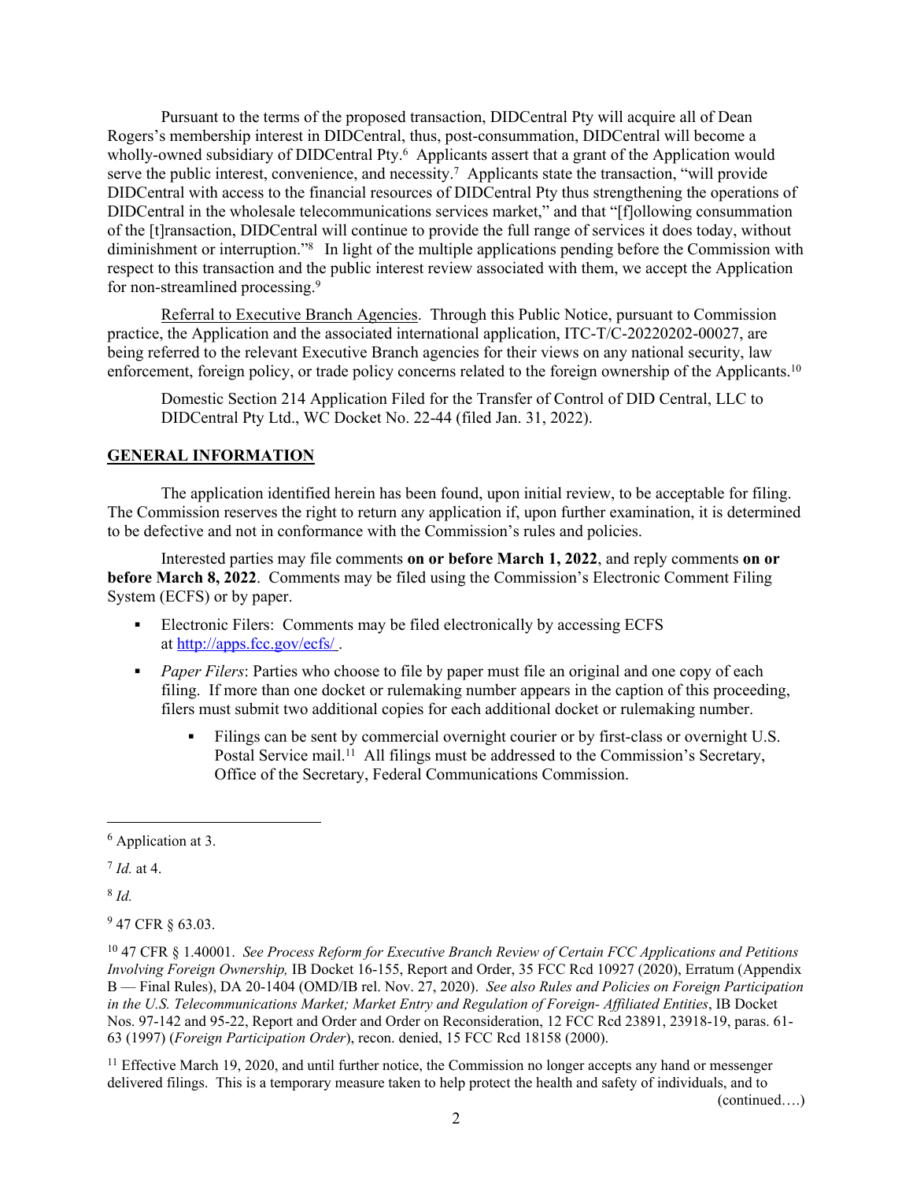Pursuant to the terms of the proposed transaction, DIDCentral Pty will acquire all of Dean Rogers's membership interest in DIDCentral, thus, post-consummation, DIDCentral will become a wholly-owned subsidiary of DIDCentral Pty.[6] Applicants assert that a grant of the Application would serve the public interest, convenience, and necessity.[7] Applicants state the transaction, "will provide DIDCentral with access to the financial resources of DIDCentral Pty thus strengthening the operations of DIDCentral in the wholesale telecommunications services market," and that "[f]ollowing consummation of the [t]ransaction, DIDCentral will continue to provide the full range of services it does today, without diminishment or interruption."[8] In light of the multiple applications pending before the Commission with respect to this transaction and the public interest review associated with them, we accept the Application for non-streamlined processing.[9]

Referral to Executive Branch Agencies. Through this Public Notice, pursuant to Commission practice, the Application and the associated international application, ITC-T/C-20220202-00027, are being referred to the relevant Executive Branch agencies for their views on any national security, law enforcement, foreign policy, or trade policy concerns related to the foreign ownership of the Applicants.[10]

> Domestic Section 214 Application Filed for the Transfer of Control of DID Central, LLC to DIDCentral Pty Ltd., WC Docket No. 22-44 (filed Jan. 31, 2022).

## GENERAL INFORMATION

The application identified herein has been found, upon initial review, to be acceptable for filing. The Commission reserves the right to return any application if, upon further examination, it is determined to be defective and not in conformance with the Commission's rules and policies.

Interested parties may file comments **on or before March 1, 2022**, and reply comments **on or before March 8, 2022**. Comments may be filed using the Commission's Electronic Comment Filing System (ECFS) or by paper.

- Electronic Filers: Comments may be filed electronically by accessing ECFS at http://apps.fcc.gov/ecfs/ .
- *Paper Filers*: Parties who choose to file by paper must file an original and one copy of each filing. If more than one docket or rulemaking number appears in the caption of this proceeding, filers must submit two additional copies for each additional docket or rulemaking number.
  - Filings can be sent by commercial overnight courier or by first-class or overnight U.S. Postal Service mail.[11] All filings must be addressed to the Commission's Secretary, Office of the Secretary, Federal Communications Commission.

---

[6] Application at 3.

[7] *Id.* at 4.

[8] *Id.*

[9] 47 CFR § 63.03.

[10] 47 CFR § 1.40001. *See Process Reform for Executive Branch Review of Certain FCC Applications and Petitions Involving Foreign Ownership,* IB Docket 16-155, Report and Order, 35 FCC Rcd 10927 (2020), Erratum (Appendix B — Final Rules), DA 20-1404 (OMD/IB rel. Nov. 27, 2020). *See also Rules and Policies on Foreign Participation in the U.S. Telecommunications Market; Market Entry and Regulation of Foreign- Affiliated Entities*, IB Docket Nos. 97-142 and 95-22, Report and Order and Order on Reconsideration, 12 FCC Rcd 23891, 23918-19, paras. 61-63 (1997) (*Foreign Participation Order*), recon. denied, 15 FCC Rcd 18158 (2000).

[11] Effective March 19, 2020, and until further notice, the Commission no longer accepts any hand or messenger delivered filings. This is a temporary measure taken to help protect the health and safety of individuals, and to (continued….)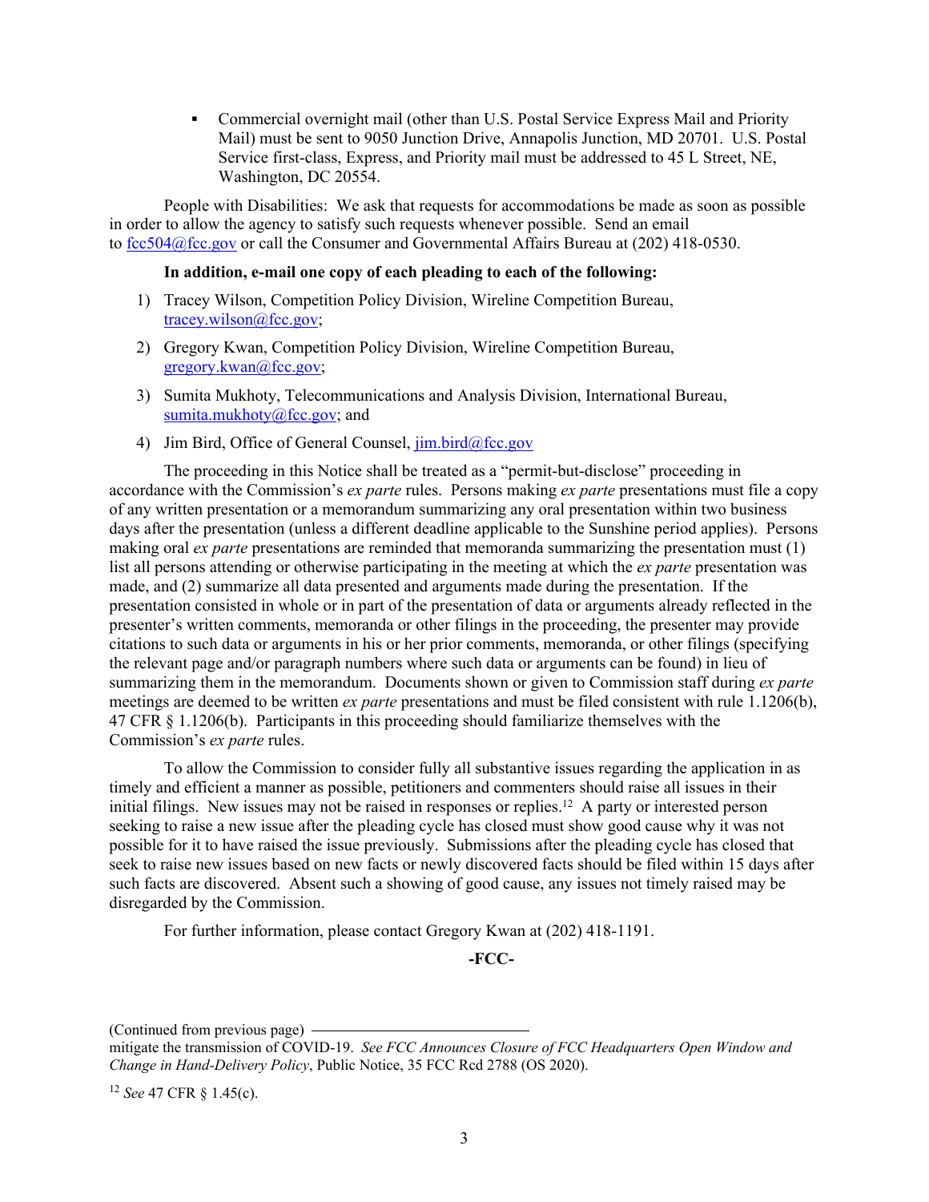- Commercial overnight mail (other than U.S. Postal Service Express Mail and Priority Mail) must be sent to 9050 Junction Drive, Annapolis Junction, MD 20701. U.S. Postal Service first-class, Express, and Priority mail must be addressed to 45 L Street, NE, Washington, DC 20554.

People with Disabilities: We ask that requests for accommodations be made as soon as possible in order to allow the agency to satisfy such requests whenever possible. Send an email to fcc504@fcc.gov or call the Consumer and Governmental Affairs Bureau at (202) 418-0530.

**In addition, e-mail one copy of each pleading to each of the following:**

1) Tracey Wilson, Competition Policy Division, Wireline Competition Bureau, tracey.wilson@fcc.gov;
2) Gregory Kwan, Competition Policy Division, Wireline Competition Bureau, gregory.kwan@fcc.gov;
3) Sumita Mukhoty, Telecommunications and Analysis Division, International Bureau, sumita.mukhoty@fcc.gov; and
4) Jim Bird, Office of General Counsel, jim.bird@fcc.gov

The proceeding in this Notice shall be treated as a "permit-but-disclose" proceeding in accordance with the Commission's *ex parte* rules. Persons making *ex parte* presentations must file a copy of any written presentation or a memorandum summarizing any oral presentation within two business days after the presentation (unless a different deadline applicable to the Sunshine period applies). Persons making oral *ex parte* presentations are reminded that memoranda summarizing the presentation must (1) list all persons attending or otherwise participating in the meeting at which the *ex parte* presentation was made, and (2) summarize all data presented and arguments made during the presentation. If the presentation consisted in whole or in part of the presentation of data or arguments already reflected in the presenter's written comments, memoranda or other filings in the proceeding, the presenter may provide citations to such data or arguments in his or her prior comments, memoranda, or other filings (specifying the relevant page and/or paragraph numbers where such data or arguments can be found) in lieu of summarizing them in the memorandum. Documents shown or given to Commission staff during *ex parte* meetings are deemed to be written *ex parte* presentations and must be filed consistent with rule 1.1206(b), 47 CFR § 1.1206(b). Participants in this proceeding should familiarize themselves with the Commission's *ex parte* rules.

To allow the Commission to consider fully all substantive issues regarding the application in as timely and efficient a manner as possible, petitioners and commenters should raise all issues in their initial filings. New issues may not be raised in responses or replies.[12] A party or interested person seeking to raise a new issue after the pleading cycle has closed must show good cause why it was not possible for it to have raised the issue previously. Submissions after the pleading cycle has closed that seek to raise new issues based on new facts or newly discovered facts should be filed within 15 days after such facts are discovered. Absent such a showing of good cause, any issues not timely raised may be disregarded by the Commission.

For further information, please contact Gregory Kwan at (202) 418-1191.

**-FCC-**

(Continued from previous page)

mitigate the transmission of COVID-19. *See FCC Announces Closure of FCC Headquarters Open Window and Change in Hand-Delivery Policy*, Public Notice, 35 FCC Rcd 2788 (OS 2020).

[12] *See* 47 CFR § 1.45(c).